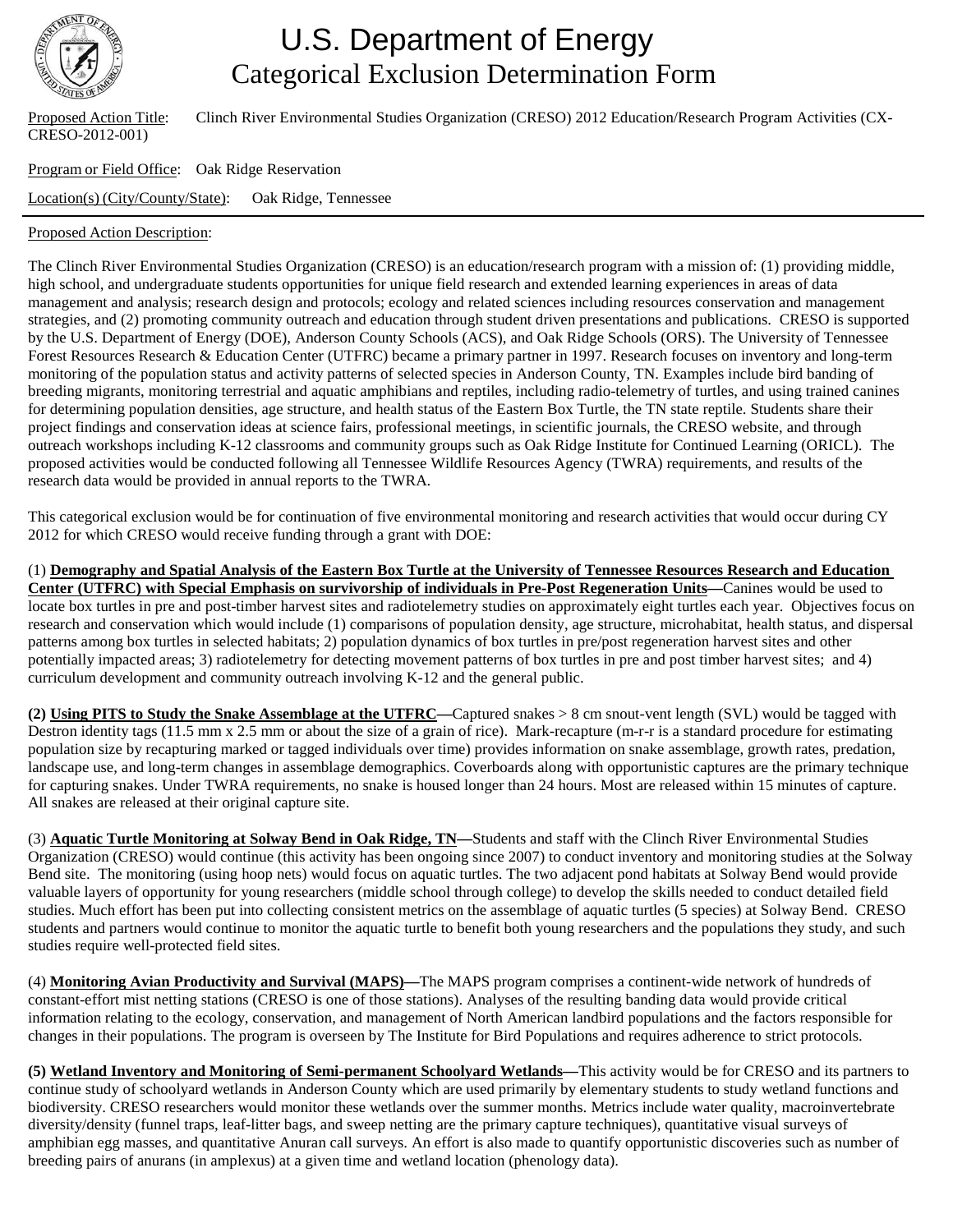# U.S. Department of Energy
## Categorical Exclusion Determination Form

Proposed Action Title: Clinch River Environmental Studies Organization (CRESO) 2012 Education/Research Program Activities (CX-CRESO-2012-001)

Program or Field Office: Oak Ridge Reservation

Location(s) (City/County/State): Oak Ridge, Tennessee

Proposed Action Description:

The Clinch River Environmental Studies Organization (CRESO) is an education/research program with a mission of: (1) providing middle, high school, and undergraduate students opportunities for unique field research and extended learning experiences in areas of data management and analysis; research design and protocols; ecology and related sciences including resources conservation and management strategies, and (2) promoting community outreach and education through student driven presentations and publications. CRESO is supported by the U.S. Department of Energy (DOE), Anderson County Schools (ACS), and Oak Ridge Schools (ORS). The University of Tennessee Forest Resources Research & Education Center (UTFRC) became a primary partner in 1997. Research focuses on inventory and long-term monitoring of the population status and activity patterns of selected species in Anderson County, TN. Examples include bird banding of breeding migrants, monitoring terrestrial and aquatic amphibians and reptiles, including radio-telemetry of turtles, and using trained canines for determining population densities, age structure, and health status of the Eastern Box Turtle, the TN state reptile. Students share their project findings and conservation ideas at science fairs, professional meetings, in scientific journals, the CRESO website, and through outreach workshops including K-12 classrooms and community groups such as Oak Ridge Institute for Continued Learning (ORICL). The proposed activities would be conducted following all Tennessee Wildlife Resources Agency (TWRA) requirements, and results of the research data would be provided in annual reports to the TWRA.

This categorical exclusion would be for continuation of five environmental monitoring and research activities that would occur during CY 2012 for which CRESO would receive funding through a grant with DOE:

(1) **Demography and Spatial Analysis of the Eastern Box Turtle at the University of Tennessee Resources Research and Education Center (UTFRC) with Special Emphasis on survivorship of individuals in Pre-Post Regeneration Units—**Canines would be used to locate box turtles in pre and post-timber harvest sites and radiotelemetry studies on approximately eight turtles each year. Objectives focus on research and conservation which would include (1) comparisons of population density, age structure, microhabitat, health status, and dispersal patterns among box turtles in selected habitats; 2) population dynamics of box turtles in pre/post regeneration harvest sites and other potentially impacted areas; 3) radiotelemetry for detecting movement patterns of box turtles in pre and post timber harvest sites; and 4) curriculum development and community outreach involving K-12 and the general public.

**(2) Using PITS to Study the Snake Assemblage at the UTFRC—**Captured snakes > 8 cm snout-vent length (SVL) would be tagged with Destron identity tags (11.5 mm x 2.5 mm or about the size of a grain of rice). Mark-recapture (m-r-r is a standard procedure for estimating population size by recapturing marked or tagged individuals over time) provides information on snake assemblage, growth rates, predation, landscape use, and long-term changes in assemblage demographics. Coverboards along with opportunistic captures are the primary technique for capturing snakes. Under TWRA requirements, no snake is housed longer than 24 hours. Most are released within 15 minutes of capture. All snakes are released at their original capture site.

(3) **Aquatic Turtle Monitoring at Solway Bend in Oak Ridge, TN—**Students and staff with the Clinch River Environmental Studies Organization (CRESO) would continue (this activity has been ongoing since 2007) to conduct inventory and monitoring studies at the Solway Bend site. The monitoring (using hoop nets) would focus on aquatic turtles. The two adjacent pond habitats at Solway Bend would provide valuable layers of opportunity for young researchers (middle school through college) to develop the skills needed to conduct detailed field studies. Much effort has been put into collecting consistent metrics on the assemblage of aquatic turtles (5 species) at Solway Bend. CRESO students and partners would continue to monitor the aquatic turtle to benefit both young researchers and the populations they study, and such studies require well-protected field sites.

(4) **Monitoring Avian Productivity and Survival (MAPS)—**The MAPS program comprises a continent-wide network of hundreds of constant-effort mist netting stations (CRESO is one of those stations). Analyses of the resulting banding data would provide critical information relating to the ecology, conservation, and management of North American landbird populations and the factors responsible for changes in their populations. The program is overseen by The Institute for Bird Populations and requires adherence to strict protocols.

**(5) Wetland Inventory and Monitoring of Semi-permanent Schoolyard Wetlands—**This activity would be for CRESO and its partners to continue study of schoolyard wetlands in Anderson County which are used primarily by elementary students to study wetland functions and biodiversity. CRESO researchers would monitor these wetlands over the summer months. Metrics include water quality, macroinvertebrate diversity/density (funnel traps, leaf-litter bags, and sweep netting are the primary capture techniques), quantitative visual surveys of amphibian egg masses, and quantitative Anuran call surveys. An effort is also made to quantify opportunistic discoveries such as number of breeding pairs of anurans (in amplexus) at a given time and wetland location (phenology data).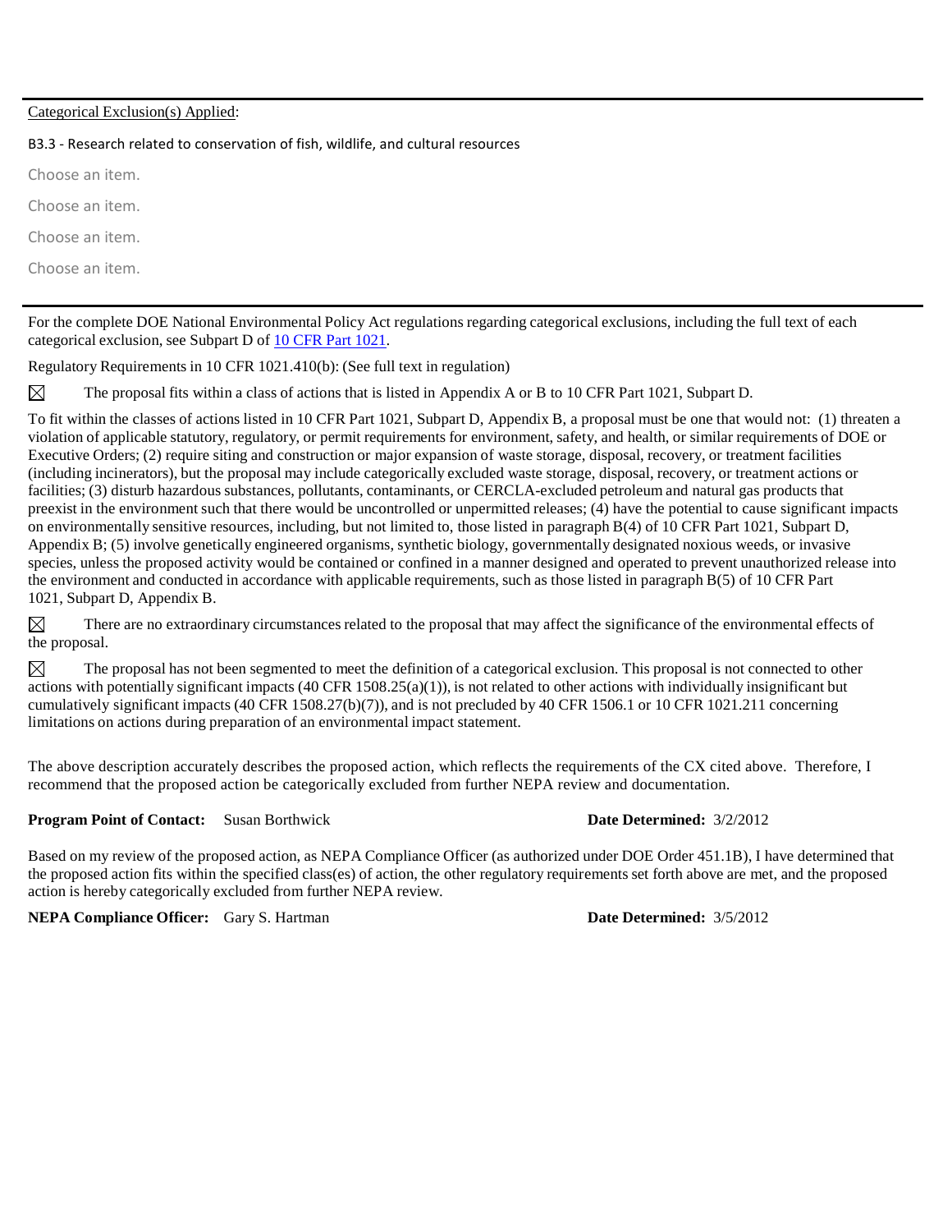Categorical Exclusion(s) Applied:

B3.3 - Research related to conservation of fish, wildlife, and cultural resources

Choose an item.

Choose an item.

Choose an item.

Choose an item.

---

For the complete DOE National Environmental Policy Act regulations regarding categorical exclusions, including the full text of each categorical exclusion, see Subpart D of 10 CFR Part 1021.

Regulatory Requirements in 10 CFR 1021.410(b): (See full text in regulation)

☒ The proposal fits within a class of actions that is listed in Appendix A or B to 10 CFR Part 1021, Subpart D.

To fit within the classes of actions listed in 10 CFR Part 1021, Subpart D, Appendix B, a proposal must be one that would not: (1) threaten a violation of applicable statutory, regulatory, or permit requirements for environment, safety, and health, or similar requirements of DOE or Executive Orders; (2) require siting and construction or major expansion of waste storage, disposal, recovery, or treatment facilities (including incinerators), but the proposal may include categorically excluded waste storage, disposal, recovery, or treatment actions or facilities; (3) disturb hazardous substances, pollutants, contaminants, or CERCLA-excluded petroleum and natural gas products that preexist in the environment such that there would be uncontrolled or unpermitted releases; (4) have the potential to cause significant impacts on environmentally sensitive resources, including, but not limited to, those listed in paragraph B(4) of 10 CFR Part 1021, Subpart D, Appendix B; (5) involve genetically engineered organisms, synthetic biology, governmentally designated noxious weeds, or invasive species, unless the proposed activity would be contained or confined in a manner designed and operated to prevent unauthorized release into the environment and conducted in accordance with applicable requirements, such as those listed in paragraph B(5) of 10 CFR Part 1021, Subpart D, Appendix B.

☒ There are no extraordinary circumstances related to the proposal that may affect the significance of the environmental effects of the proposal.

☒ The proposal has not been segmented to meet the definition of a categorical exclusion. This proposal is not connected to other actions with potentially significant impacts (40 CFR 1508.25(a)(1)), is not related to other actions with individually insignificant but cumulatively significant impacts (40 CFR 1508.27(b)(7)), and is not precluded by 40 CFR 1506.1 or 10 CFR 1021.211 concerning limitations on actions during preparation of an environmental impact statement.

The above description accurately describes the proposed action, which reflects the requirements of the CX cited above. Therefore, I recommend that the proposed action be categorically excluded from further NEPA review and documentation.

**Program Point of Contact:** Susan Borthwick **Date Determined:** 3/2/2012

Based on my review of the proposed action, as NEPA Compliance Officer (as authorized under DOE Order 451.1B), I have determined that the proposed action fits within the specified class(es) of action, the other regulatory requirements set forth above are met, and the proposed action is hereby categorically excluded from further NEPA review.

**NEPA Compliance Officer:** Gary S. Hartman **Date Determined:** 3/5/2012